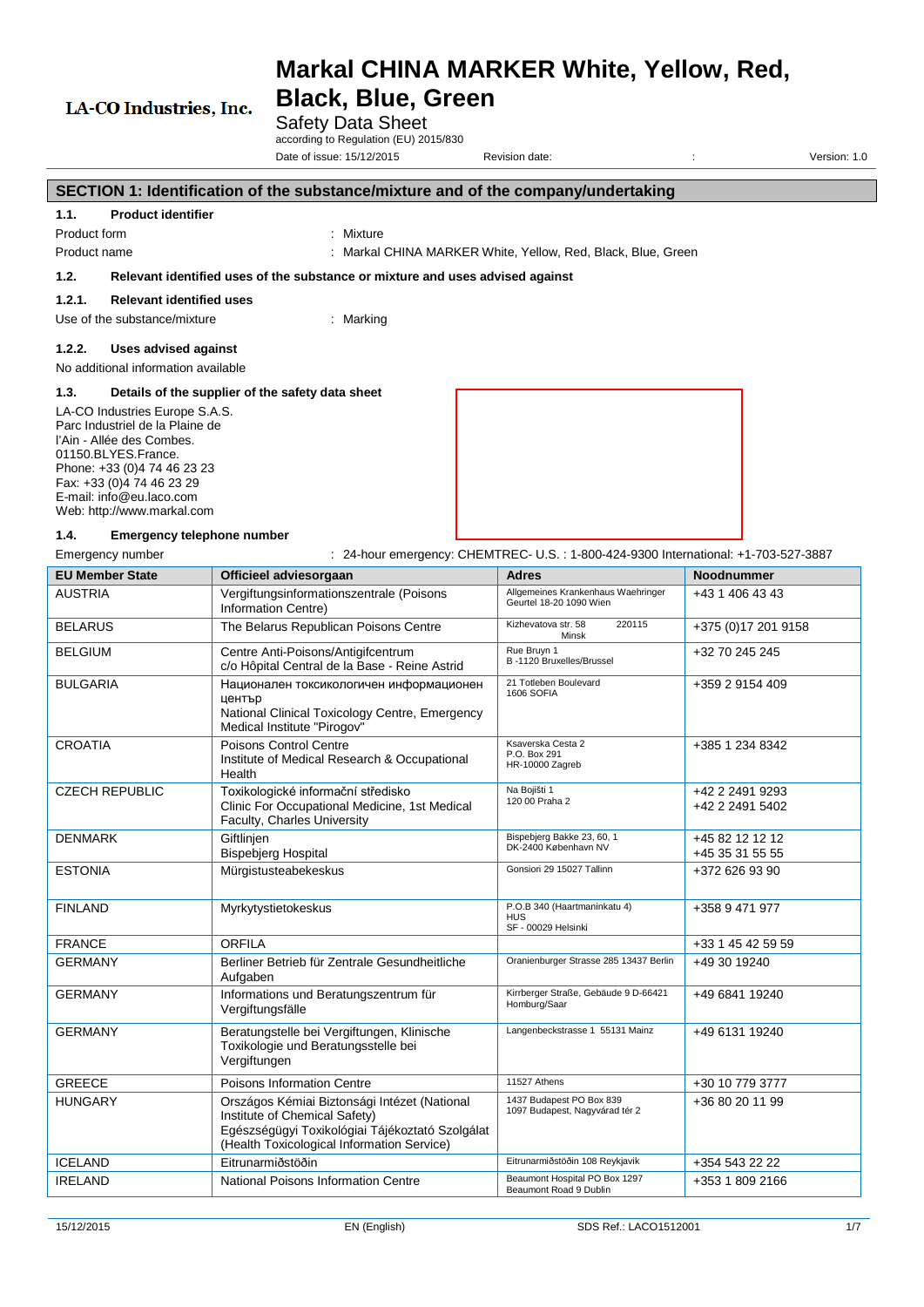LA-CO Industries, Inc.

# Markal CHINA MARKER White, Yellow, Red, Black, Blue, Green

Safety Data Sheet

according to Regulation (EU) 2015/830

Date of issue: 15/12/2015 Revision date: : Version: 1.0

## SECTION 1: Identification of the substance/mixture and of the company/undertaking

### 1.1. Product identifier

Product form : Mixture

Product name : Markal CHINA MARKER White, Yellow, Red, Black, Blue, Green

### 1.2. Relevant identified uses of the substance or mixture and uses advised against

#### 1.2.1. Relevant identified uses

Use of the substance/mixture : Marking

#### 1.2.2. Uses advised against

No additional information available

### 1.3. Details of the supplier of the safety data sheet

LA-CO Industries Europe S.A.S.
Parc Industriel de la Plaine de l'Ain - Allée des Combes.
01150.BLYES.France.
Phone: +33 (0)4 74 46 23 23
Fax: +33 (0)4 74 46 23 29
E-mail: info@eu.laco.com
Web: http://www.markal.com

### 1.4. Emergency telephone number

Emergency number : 24-hour emergency: CHEMTREC- U.S. : 1-800-424-9300 International: +1-703-527-3887

| EU Member State | Officieel adviesorgaan | Adres | Noodnummer |
|---|---|---|---|
| AUSTRIA | Vergiftungsinformationszentrale (Poisons Information Centre) | Allgemeines Krankenhaus Waehringer Geurtel 18-20 1090 Wien | +43 1 406 43 43 |
| BELARUS | The Belarus Republican Poisons Centre | Kizhevatova str. 58 220115 Minsk | +375 (0)17 201 9158 |
| BELGIUM | Centre Anti-Poisons/Antigifcentrum c/o Hôpital Central de la Base - Reine Astrid | Rue Bruyn 1 B -1120 Bruxelles/Brussel | +32 70 245 245 |
| BULGARIA | Национален токсикологичен информационен център National Clinical Toxicology Centre, Emergency Medical Institute "Pirogov" | 21 Totleben Boulevard 1606 SOFIA | +359 2 9154 409 |
| CROATIA | Poisons Control Centre Institute of Medical Research & Occupational Health | Ksaverska Cesta 2 P.O. Box 291 HR-10000 Zagreb | +385 1 234 8342 |
| CZECH REPUBLIC | Toxikologické informační středisko Clinic For Occupational Medicine, 1st Medical Faculty, Charles University | Na Bojišti 1 120 00 Praha 2 | +42 2 2491 9293 +42 2 2491 5402 |
| DENMARK | Giftlinjen Bispebjerg Hospital | Bispebjerg Bakke 23, 60, 1 DK-2400 København NV | +45 82 12 12 12 +45 35 31 55 55 |
| ESTONIA | Mürgistusteabekeskus | Gonsiori 29 15027 Tallinn | +372 626 93 90 |
| FINLAND | Myrkytystietokeskus | P.O.B 340 (Haartmaninkatu 4) HUS SF - 00029 Helsinki | +358 9 471 977 |
| FRANCE | ORFILA | | +33 1 45 42 59 59 |
| GERMANY | Berliner Betrieb für Zentrale Gesundheitliche Aufgaben | Oranienburger Strasse 285 13437 Berlin | +49 30 19240 |
| GERMANY | Informations und Beratungszentrum für Vergiftungsfälle | Kirrberger Straße, Gebäude 9 D-66421 Homburg/Saar | +49 6841 19240 |
| GERMANY | Beratungstelle bei Vergiftungen, Klinische Toxikologie und Beratungsstelle bei Vergiftungen | Langenbeckstrasse 1 55131 Mainz | +49 6131 19240 |
| GREECE | Poisons Information Centre | 11527 Athens | +30 10 779 3777 |
| HUNGARY | Országos Kémiai Biztonsági Intézet (National Institute of Chemical Safety) Egészségügyi Toxikológiai Tájékoztató Szolgálat (Health Toxicological Information Service) | 1437 Budapest PO Box 839 1097 Budapest, Nagyvárad tér 2 | +36 80 20 11 99 |
| ICELAND | Eitrunarmiðstöðin | Eitrunarmiðstöðin 108 Reykjavik | +354 543 22 22 |
| IRELAND | National Poisons Information Centre | Beaumont Hospital PO Box 1297 Beaumont Road 9 Dublin | +353 1 809 2166 |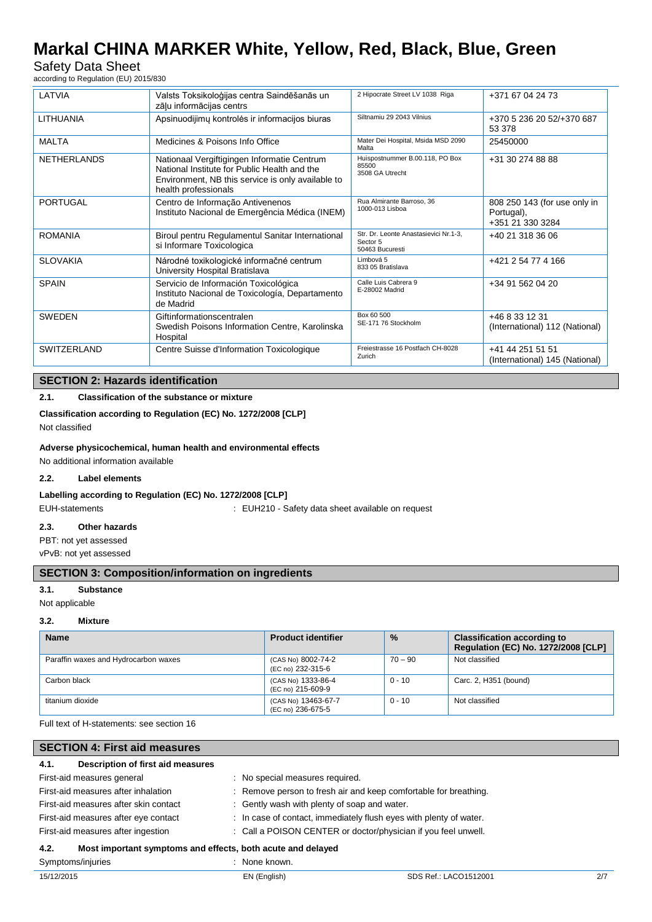| LATVIA | Valsts Toksikoloģijas centra Saindēšanās un zāļu informācijas centrs | 2 Hipocrate Street LV 1038 Riga | +371 67 04 24 73 |
|---|---|---|---|
| LITHUANIA | Apsinuodijimų kontrolės ir informacijos biuras | Siltnamiu 29 2043 Vilnius | +370 5 236 20 52/+370 687 53 378 |
| MALTA | Medicines & Poisons Info Office | Mater Dei Hospital, Msida MSD 2090 Malta | 25450000 |
| NETHERLANDS | Nationaal Vergiftigingen Informatie Centrum National Institute for Public Health and the Environment, NB this service is only available to health professionals | Huispostnummer B.00.118, PO Box 85500 3508 GA Utrecht | +31 30 274 88 88 |
| PORTUGAL | Centro de Informação Antivenenos Instituto Nacional de Emergência Médica (INEM) | Rua Almirante Barroso, 36 1000-013 Lisboa | 808 250 143 (for use only in Portugal), +351 21 330 3284 |
| ROMANIA | Biroul pentru Regulamentul Sanitar International si Informare Toxicologica | Str. Dr. Leonte Anastasievici Nr.1-3, Sector 5 50463 Bucuresti | +40 21 318 36 06 |
| SLOVAKIA | Národné toxikologické informačné centrum University Hospital Bratislava | Limbová 5 833 05 Bratislava | +421 2 54 77 4 166 |
| SPAIN | Servicio de Información Toxicológica Instituto Nacional de Toxicología, Departamento de Madrid | Calle Luis Cabrera 9 E-28002 Madrid | +34 91 562 04 20 |
| SWEDEN | Giftinformationscentralen Swedish Poisons Information Centre, Karolinska Hospital | Box 60 500 SE-171 76 Stockholm | +46 8 33 12 31 (International) 112 (National) |
| SWITZERLAND | Centre Suisse d'Information Toxicologique | Freiestrasse 16 Postfach CH-8028 Zurich | +41 44 251 51 51 (International) 145 (National) |

## SECTION 2: Hazards identification

### 2.1. Classification of the substance or mixture

**Classification according to Regulation (EC) No. 1272/2008 [CLP]**

Not classified

**Adverse physicochemical, human health and environmental effects**

No additional information available

### 2.2. Label elements

**Labelling according to Regulation (EC) No. 1272/2008 [CLP]**

EUH-statements : EUH210 - Safety data sheet available on request

### 2.3. Other hazards

PBT: not yet assessed

vPvB: not yet assessed

## SECTION 3: Composition/information on ingredients

### 3.1. Substance

Not applicable

### 3.2. Mixture

| Name | Product identifier | % | Classification according to Regulation (EC) No. 1272/2008 [CLP] |
|---|---|---|---|
| Paraffin waxes and Hydrocarbon waxes | (CAS No) 8002-74-2 (EC no) 232-315-6 | 70 – 90 | Not classified |
| Carbon black | (CAS No) 1333-86-4 (EC no) 215-609-9 | 0 - 10 | Carc. 2, H351 (bound) |
| titanium dioxide | (CAS No) 13463-67-7 (EC no) 236-675-5 | 0 - 10 | Not classified |

Full text of H-statements: see section 16

## SECTION 4: First aid measures

### 4.1. Description of first aid measures

First-aid measures general : No special measures required.

First-aid measures after inhalation : Remove person to fresh air and keep comfortable for breathing.

First-aid measures after skin contact : Gently wash with plenty of soap and water.

First-aid measures after eye contact : In case of contact, immediately flush eyes with plenty of water.

First-aid measures after ingestion : Call a POISON CENTER or doctor/physician if you feel unwell.

### 4.2. Most important symptoms and effects, both acute and delayed

Symptoms/injuries : None known.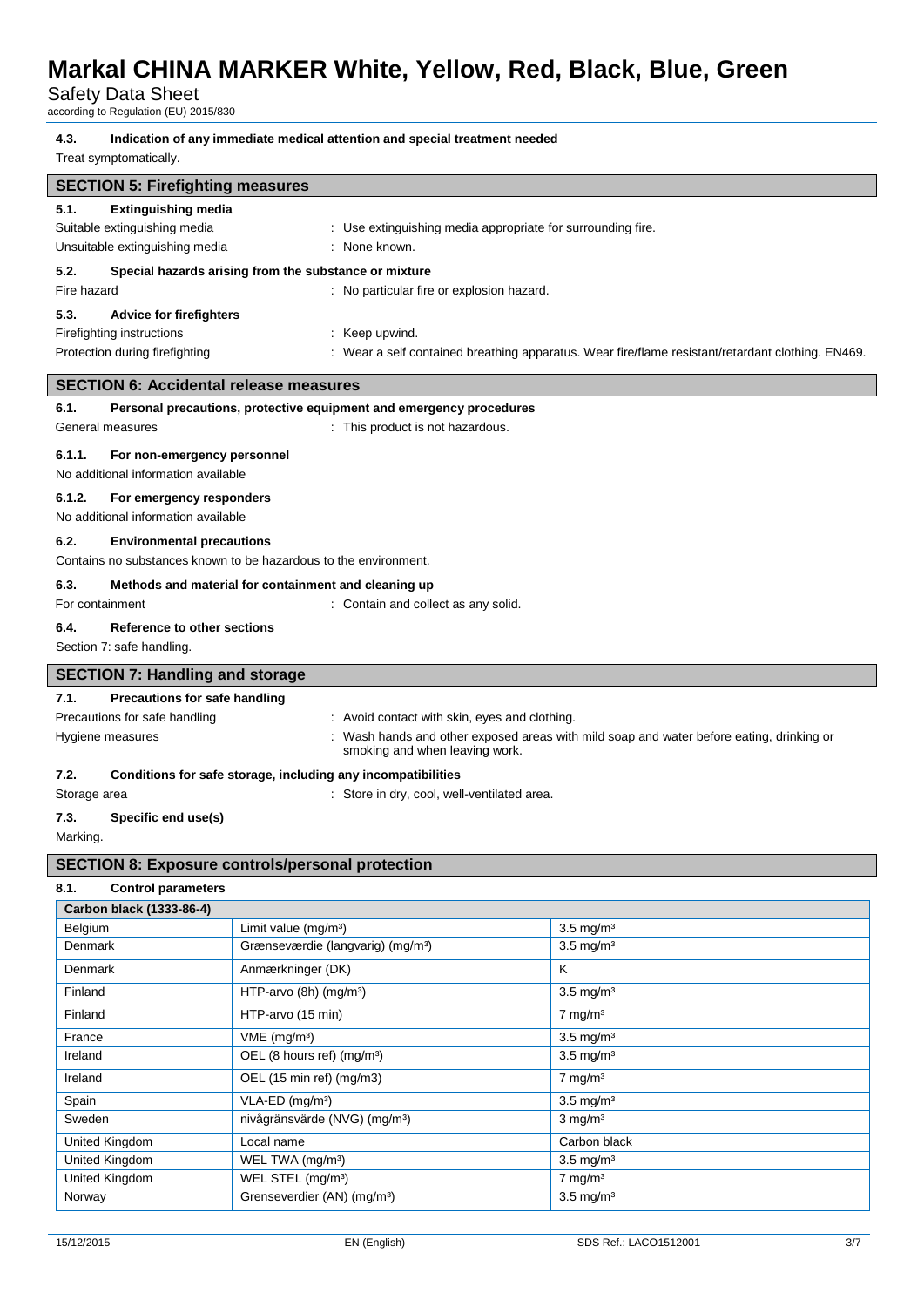#### 4.3. Indication of any immediate medical attention and special treatment needed

Treat symptomatically.

## SECTION 5: Firefighting measures

#### 5.1. Extinguishing media

Suitable extinguishing media : Use extinguishing media appropriate for surrounding fire.

Unsuitable extinguishing media : None known.

#### 5.2. Special hazards arising from the substance or mixture

Fire hazard : No particular fire or explosion hazard.

#### 5.3. Advice for firefighters

Firefighting instructions : Keep upwind.

Protection during firefighting : Wear a self contained breathing apparatus. Wear fire/flame resistant/retardant clothing. EN469.

## SECTION 6: Accidental release measures

#### 6.1. Personal precautions, protective equipment and emergency procedures

General measures : This product is not hazardous.

##### 6.1.1. For non-emergency personnel

No additional information available

##### 6.1.2. For emergency responders

No additional information available

#### 6.2. Environmental precautions

Contains no substances known to be hazardous to the environment.

#### 6.3. Methods and material for containment and cleaning up

For containment : Contain and collect as any solid.

#### 6.4. Reference to other sections

Section 7: safe handling.

## SECTION 7: Handling and storage

#### 7.1. Precautions for safe handling

Precautions for safe handling : Avoid contact with skin, eyes and clothing.

Hygiene measures : Wash hands and other exposed areas with mild soap and water before eating, drinking or smoking and when leaving work.

#### 7.2. Conditions for safe storage, including any incompatibilities

Storage area : Store in dry, cool, well-ventilated area.

#### 7.3. Specific end use(s)

Marking.

## SECTION 8: Exposure controls/personal protection

#### 8.1. Control parameters

| Carbon black (1333-86-4) | | |
|---|---|---|
| Belgium | Limit value (mg/m³) | 3.5 mg/m³ |
| Denmark | Grænseværdie (langvarig) (mg/m³) | 3.5 mg/m³ |
| Denmark | Anmærkninger (DK) | K |
| Finland | HTP-arvo (8h) (mg/m³) | 3.5 mg/m³ |
| Finland | HTP-arvo (15 min) | 7 mg/m³ |
| France | VME (mg/m³) | 3.5 mg/m³ |
| Ireland | OEL (8 hours ref) (mg/m³) | 3.5 mg/m³ |
| Ireland | OEL (15 min ref) (mg/m3) | 7 mg/m³ |
| Spain | VLA-ED (mg/m³) | 3.5 mg/m³ |
| Sweden | nivågränsvärde (NVG) (mg/m³) | 3 mg/m³ |
| United Kingdom | Local name | Carbon black |
| United Kingdom | WEL TWA (mg/m³) | 3.5 mg/m³ |
| United Kingdom | WEL STEL (mg/m³) | 7 mg/m³ |
| Norway | Grenseverdier (AN) (mg/m³) | 3.5 mg/m³ |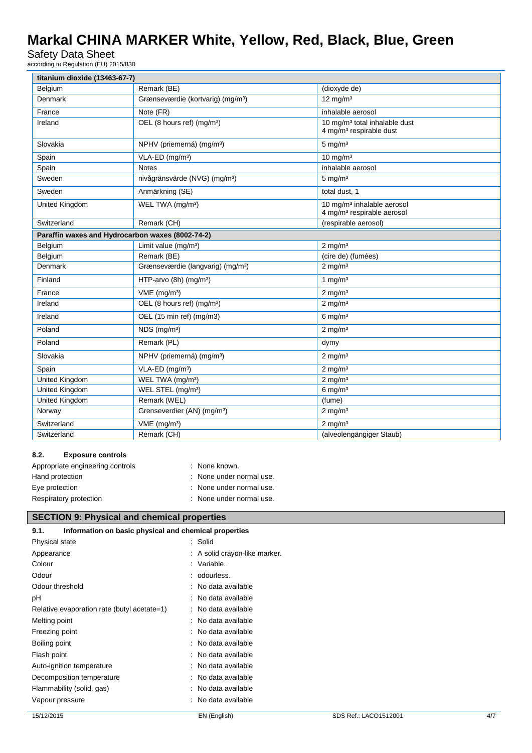| titanium dioxide (13463-67-7) | | |
|---|---|---|
| Belgium | Remark (BE) | (dioxyde de) |
| Denmark | Grænseværdie (kortvarig) (mg/m³) | 12 mg/m³ |
| France | Note (FR) | inhalable aerosol |
| Ireland | OEL (8 hours ref) (mg/m³) | 10 mg/m³ total inhalable dust<br>4 mg/m³ respirable dust |
| Slovakia | NPHV (priemerná) (mg/m³) | 5 mg/m³ |
| Spain | VLA-ED (mg/m³) | 10 mg/m³ |
| Spain | Notes | inhalable aerosol |
| Sweden | nivågränsvärde (NVG) (mg/m³) | 5 mg/m³ |
| Sweden | Anmärkning (SE) | total dust, 1 |
| United Kingdom | WEL TWA (mg/m³) | 10 mg/m³ inhalable aerosol<br>4 mg/m³ respirable aerosol |
| Switzerland | Remark (CH) | (respirable aerosol) |
| **Paraffin waxes and Hydrocarbon waxes (8002-74-2)** | | |
| Belgium | Limit value (mg/m³) | 2 mg/m³ |
| Belgium | Remark (BE) | (cire de) (fumées) |
| Denmark | Grænseværdie (langvarig) (mg/m³) | 2 mg/m³ |
| Finland | HTP-arvo (8h) (mg/m³) | 1 mg/m³ |
| France | VME (mg/m³) | 2 mg/m³ |
| Ireland | OEL (8 hours ref) (mg/m³) | 2 mg/m³ |
| Ireland | OEL (15 min ref) (mg/m3) | 6 mg/m³ |
| Poland | NDS (mg/m³) | 2 mg/m³ |
| Poland | Remark (PL) | dymy |
| Slovakia | NPHV (priemerná) (mg/m³) | 2 mg/m³ |
| Spain | VLA-ED (mg/m³) | 2 mg/m³ |
| United Kingdom | WEL TWA (mg/m³) | 2 mg/m³ |
| United Kingdom | WEL STEL (mg/m³) | 6 mg/m³ |
| United Kingdom | Remark (WEL) | (fume) |
| Norway | Grenseverdier (AN) (mg/m³) | 2 mg/m³ |
| Switzerland | VME (mg/m³) | 2 mg/m³ |
| Switzerland | Remark (CH) | (alveolengängiger Staub) |

### 8.2. Exposure controls

Appropriate engineering controls : None known.

Hand protection : None under normal use.

Eye protection : None under normal use.

Respiratory protection : None under normal use.

## SECTION 9: Physical and chemical properties

### 9.1. Information on basic physical and chemical properties

| | |
|---|---|
| Physical state | : Solid |
| Appearance | : A solid crayon-like marker. |
| Colour | : Variable. |
| Odour | : odourless. |
| Odour threshold | : No data available |
| pH | : No data available |
| Relative evaporation rate (butyl acetate=1) | : No data available |
| Melting point | : No data available |
| Freezing point | : No data available |
| Boiling point | : No data available |
| Flash point | : No data available |
| Auto-ignition temperature | : No data available |
| Decomposition temperature | : No data available |
| Flammability (solid, gas) | : No data available |
| Vapour pressure | : No data available |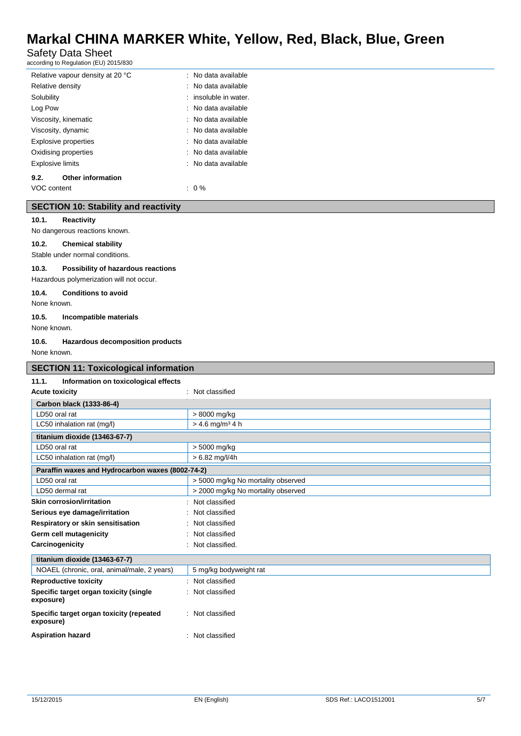| | |
|---|---|
| Relative vapour density at 20 °C | : No data available |
| Relative density | : No data available |
| Solubility | : insoluble in water. |
| Log Pow | : No data available |
| Viscosity, kinematic | : No data available |
| Viscosity, dynamic | : No data available |
| Explosive properties | : No data available |
| Oxidising properties | : No data available |
| Explosive limits | : No data available |

### 9.2. Other information

VOC content : 0 %

## SECTION 10: Stability and reactivity

### 10.1. Reactivity

No dangerous reactions known.

### 10.2. Chemical stability

Stable under normal conditions.

### 10.3. Possibility of hazardous reactions

Hazardous polymerization will not occur.

### 10.4. Conditions to avoid

None known.

### 10.5. Incompatible materials

None known.

### 10.6. Hazardous decomposition products

None known.

## SECTION 11: Toxicological information

### 11.1. Information on toxicological effects

**Acute toxicity** : Not classified

| Carbon black (1333-86-4) | |
|---|---|
| LD50 oral rat | > 8000 mg/kg |
| LC50 inhalation rat (mg/l) | > 4.6 mg/m³ 4 h |
| **titanium dioxide (13463-67-7)** | |
| LD50 oral rat | > 5000 mg/kg |
| LC50 inhalation rat (mg/l) | > 6.82 mg/l/4h |
| **Paraffin waxes and Hydrocarbon waxes (8002-74-2)** | |
| LD50 oral rat | > 5000 mg/kg No mortality observed |
| LD50 dermal rat | > 2000 mg/kg No mortality observed |

| | |
|---|---|
| **Skin corrosion/irritation** | : Not classified |
| **Serious eye damage/irritation** | : Not classified |
| **Respiratory or skin sensitisation** | : Not classified |
| **Germ cell mutagenicity** | : Not classified |
| **Carcinogenicity** | : Not classified. |

| titanium dioxide (13463-67-7) | |
|---|---|
| NOAEL (chronic, oral, animal/male, 2 years) | 5 mg/kg bodyweight rat |

| | |
|---|---|
| **Reproductive toxicity** | : Not classified |
| **Specific target organ toxicity (single exposure)** | : Not classified |
| **Specific target organ toxicity (repeated exposure)** | : Not classified |
| **Aspiration hazard** | : Not classified |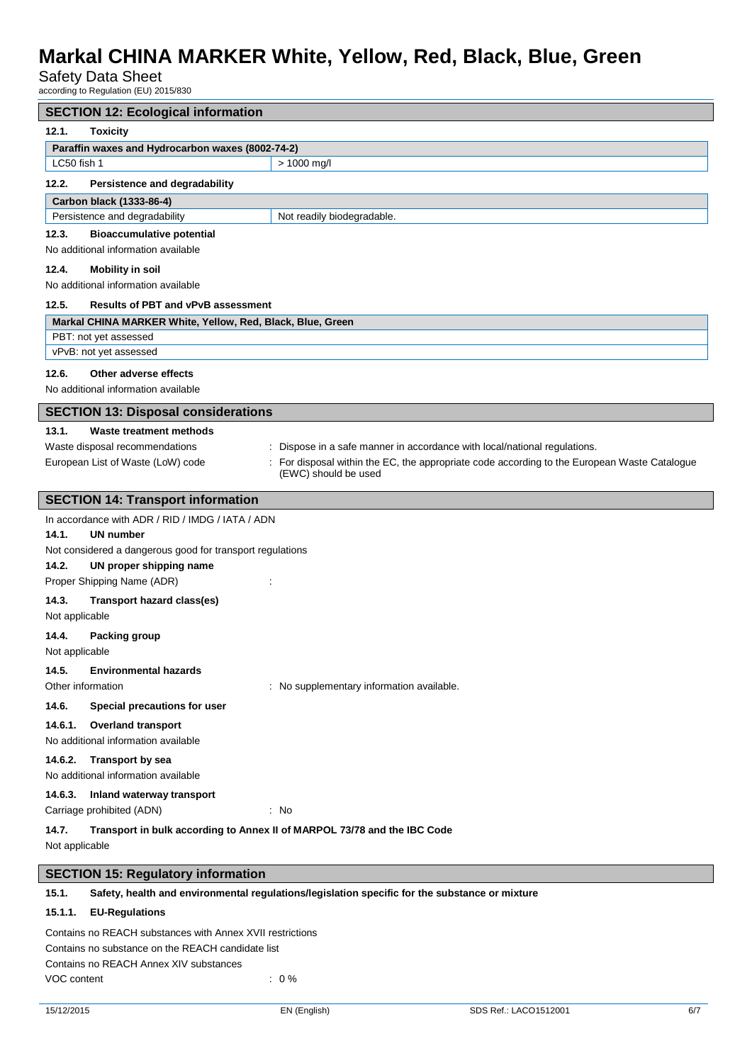## SECTION 12: Ecological information

### 12.1. Toxicity

| Paraffin waxes and Hydrocarbon waxes (8002-74-2) | |
|---|---|
| LC50 fish 1 | > 1000 mg/l |

### 12.2. Persistence and degradability

| Carbon black (1333-86-4) | |
|---|---|
| Persistence and degradability | Not readily biodegradable. |

### 12.3. Bioaccumulative potential

No additional information available

### 12.4. Mobility in soil

No additional information available

### 12.5. Results of PBT and vPvB assessment

| Markal CHINA MARKER White, Yellow, Red, Black, Blue, Green |
|---|
| PBT: not yet assessed |
| vPvB: not yet assessed |

### 12.6. Other adverse effects

No additional information available

## SECTION 13: Disposal considerations

### 13.1. Waste treatment methods

Waste disposal recommendations : Dispose in a safe manner in accordance with local/national regulations.

European List of Waste (LoW) code : For disposal within the EC, the appropriate code according to the European Waste Catalogue (EWC) should be used

## SECTION 14: Transport information

In accordance with ADR / RID / IMDG / IATA / ADN

### 14.1. UN number

Not considered a dangerous good for transport regulations

### 14.2. UN proper shipping name

Proper Shipping Name (ADR) :

### 14.3. Transport hazard class(es)

Not applicable

### 14.4. Packing group

Not applicable

### 14.5. Environmental hazards

Other information : No supplementary information available.

### 14.6. Special precautions for user

#### 14.6.1. Overland transport

No additional information available

#### 14.6.2. Transport by sea

No additional information available

#### 14.6.3. Inland waterway transport

Carriage prohibited (ADN) : No

### 14.7. Transport in bulk according to Annex II of MARPOL 73/78 and the IBC Code

Not applicable

## SECTION 15: Regulatory information

### 15.1. Safety, health and environmental regulations/legislation specific for the substance or mixture

#### 15.1.1. EU-Regulations

Contains no REACH substances with Annex XVII restrictions

Contains no substance on the REACH candidate list

Contains no REACH Annex XIV substances

VOC content : 0 %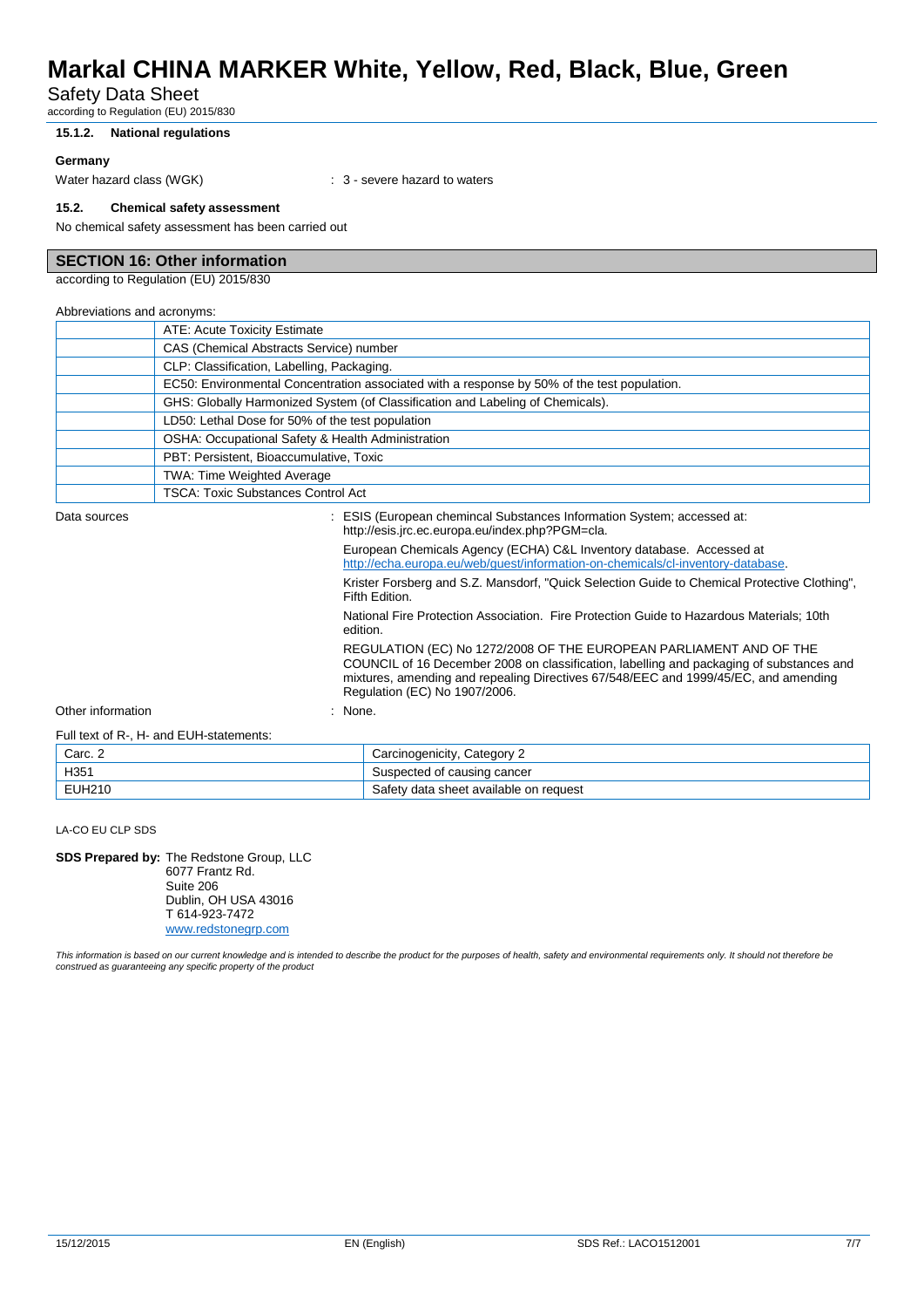### 15.1.2. National regulations

**Germany**

Water hazard class (WGK) : 3 - severe hazard to waters

### 15.2. Chemical safety assessment

No chemical safety assessment has been carried out

## SECTION 16: Other information

according to Regulation (EU) 2015/830

Abbreviations and acronyms:

| | |
|---|---|
| | ATE: Acute Toxicity Estimate |
| | CAS (Chemical Abstracts Service) number |
| | CLP: Classification, Labelling, Packaging. |
| | EC50: Environmental Concentration associated with a response by 50% of the test population. |
| | GHS: Globally Harmonized System (of Classification and Labeling of Chemicals). |
| | LD50: Lethal Dose for 50% of the test population |
| | OSHA: Occupational Safety & Health Administration |
| | PBT: Persistent, Bioaccumulative, Toxic |
| | TWA: Time Weighted Average |
| | TSCA: Toxic Substances Control Act |

Data sources : ESIS (European chemincal Substances Information System; accessed at: http://esis.jrc.ec.europa.eu/index.php?PGM=cla.

European Chemicals Agency (ECHA) C&L Inventory database. Accessed at http://echa.europa.eu/web/guest/information-on-chemicals/cl-inventory-database.

Krister Forsberg and S.Z. Mansdorf, "Quick Selection Guide to Chemical Protective Clothing", Fifth Edition.

National Fire Protection Association. Fire Protection Guide to Hazardous Materials; 10th edition.

REGULATION (EC) No 1272/2008 OF THE EUROPEAN PARLIAMENT AND OF THE COUNCIL of 16 December 2008 on classification, labelling and packaging of substances and mixtures, amending and repealing Directives 67/548/EEC and 1999/45/EC, and amending Regulation (EC) No 1907/2006.

Other information : None.

Full text of R-, H- and EUH-statements:

| | |
|---|---|
| Carc. 2 | Carcinogenicity, Category 2 |
| H351 | Suspected of causing cancer |
| EUH210 | Safety data sheet available on request |

LA-CO EU CLP SDS

**SDS Prepared by:** The Redstone Group, LLC
6077 Frantz Rd.
Suite 206
Dublin, OH USA 43016
T 614-923-7472
www.redstonegrp.com

*This information is based on our current knowledge and is intended to describe the product for the purposes of health, safety and environmental requirements only. It should not therefore be construed as guaranteeing any specific property of the product*